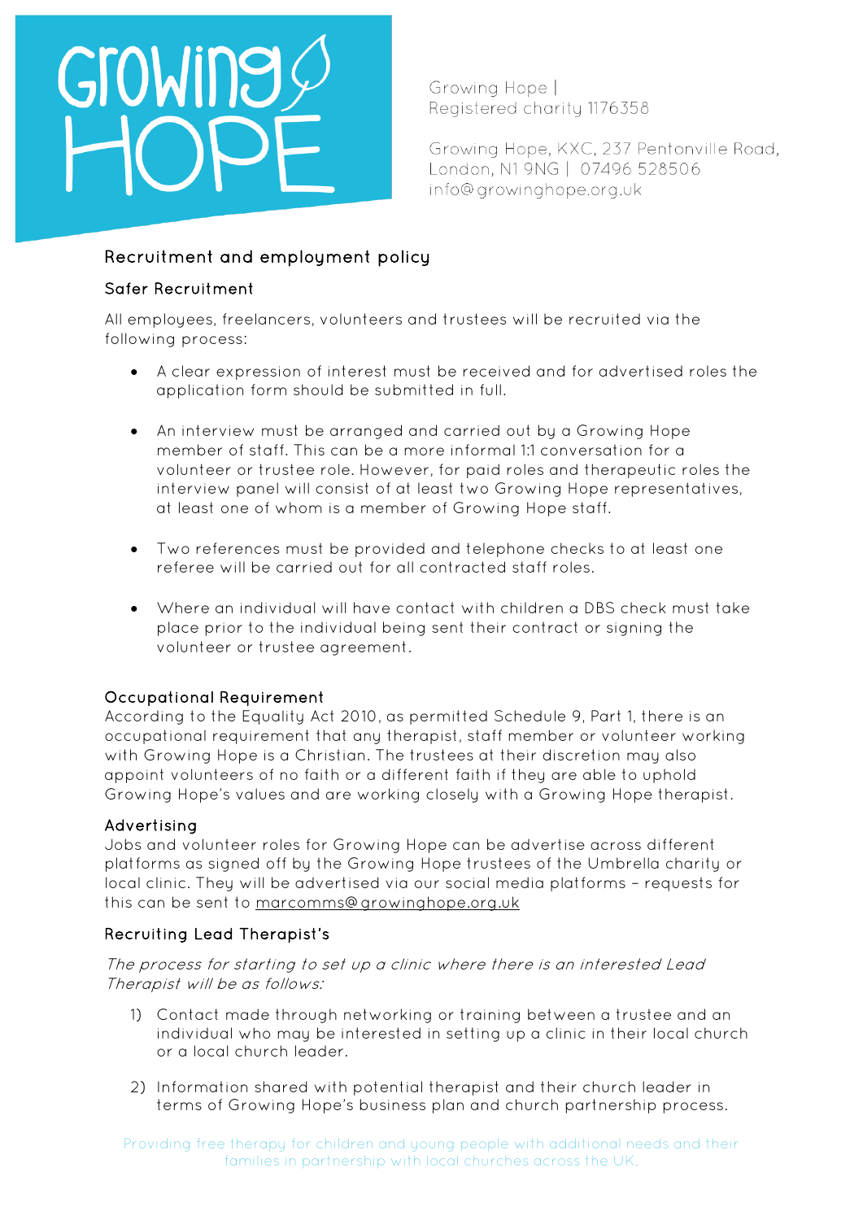Growing Hope | Registered charity 1176358

Growing Hope, KXC, 237 Pentonville Road, London, N1 9NG | 07496 528506
info@growinghope.org.uk

# Recruitment and employment policy

## Safer Recruitment

All employees, freelancers, volunteers and trustees will be recruited via the following process:

- A clear expression of interest must be received and for advertised roles the application form should be submitted in full.
- An interview must be arranged and carried out by a Growing Hope member of staff. This can be a more informal 1:1 conversation for a volunteer or trustee role. However, for paid roles and therapeutic roles the interview panel will consist of at least two Growing Hope representatives, at least one of whom is a member of Growing Hope staff.
- Two references must be provided and telephone checks to at least one referee will be carried out for all contracted staff roles.
- Where an individual will have contact with children a DBS check must take place prior to the individual being sent their contract or signing the volunteer or trustee agreement.

## Occupational Requirement

According to the Equality Act 2010, as permitted Schedule 9, Part 1, there is an occupational requirement that any therapist, staff member or volunteer working with Growing Hope is a Christian. The trustees at their discretion may also appoint volunteers of no faith or a different faith if they are able to uphold Growing Hope's values and are working closely with a Growing Hope therapist.

## Advertising

Jobs and volunteer roles for Growing Hope can be advertise across different platforms as signed off by the Growing Hope trustees of the Umbrella charity or local clinic. They will be advertised via our social media platforms – requests for this can be sent to marcomms@growinghope.org.uk

## Recruiting Lead Therapist's

*The process for starting to set up a clinic where there is an interested Lead Therapist will be as follows:*

1) Contact made through networking or training between a trustee and an individual who may be interested in setting up a clinic in their local church or a local church leader.
2) Information shared with potential therapist and their church leader in terms of Growing Hope's business plan and church partnership process.

Providing free therapy for children and young people with additional needs and their families in partnership with local churches across the UK.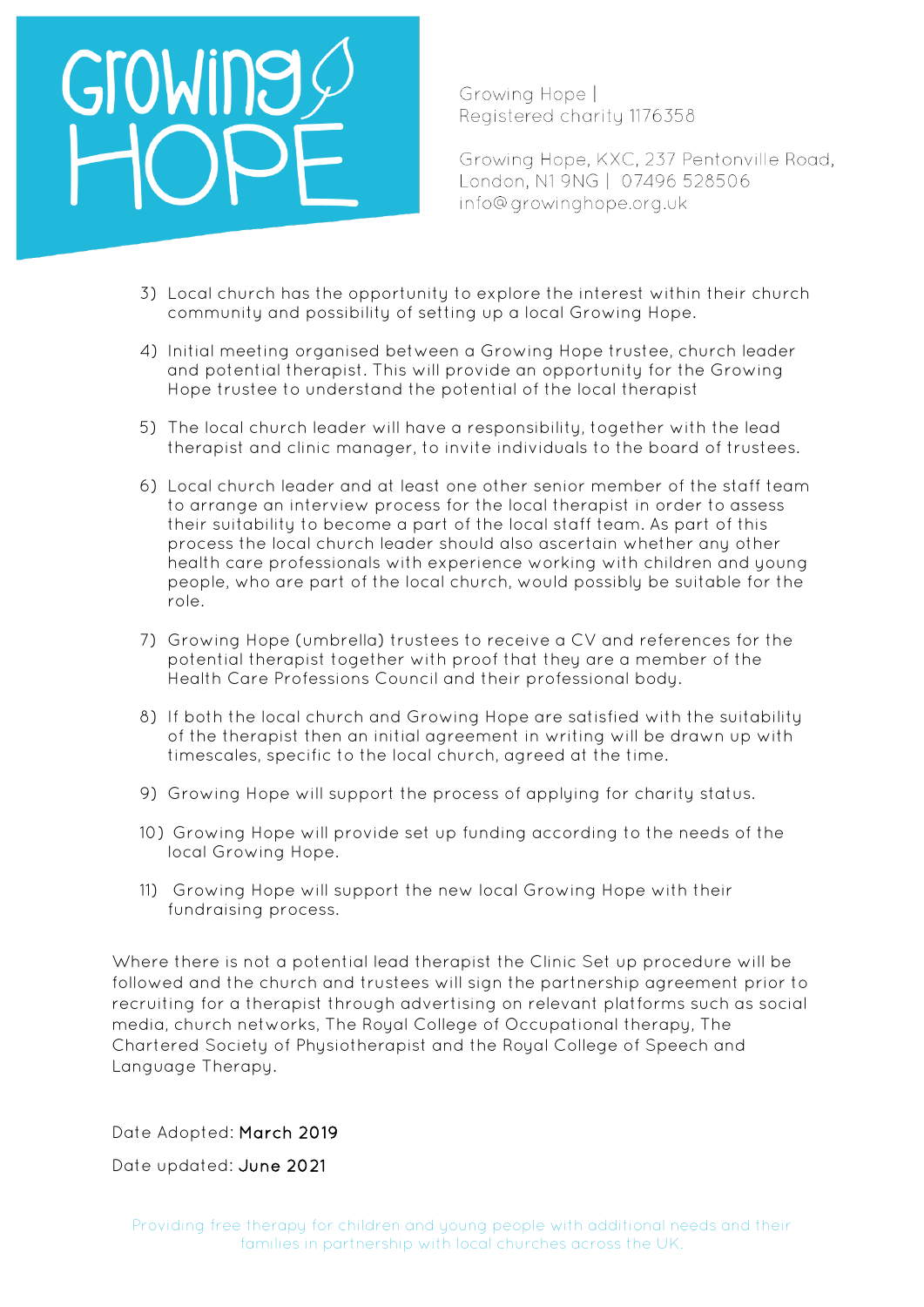3) Local church has the opportunity to explore the interest within their church community and possibility of setting up a local Growing Hope.

4) Initial meeting organised between a Growing Hope trustee, church leader and potential therapist. This will provide an opportunity for the Growing Hope trustee to understand the potential of the local therapist

5) The local church leader will have a responsibility, together with the lead therapist and clinic manager, to invite individuals to the board of trustees.

6) Local church leader and at least one other senior member of the staff team to arrange an interview process for the local therapist in order to assess their suitability to become a part of the local staff team. As part of this process the local church leader should also ascertain whether any other health care professionals with experience working with children and young people, who are part of the local church, would possibly be suitable for the role.

7) Growing Hope (umbrella) trustees to receive a CV and references for the potential therapist together with proof that they are a member of the Health Care Professions Council and their professional body.

8) If both the local church and Growing Hope are satisfied with the suitability of the therapist then an initial agreement in writing will be drawn up with timescales, specific to the local church, agreed at the time.

9) Growing Hope will support the process of applying for charity status.

10) Growing Hope will provide set up funding according to the needs of the local Growing Hope.

11) Growing Hope will support the new local Growing Hope with their fundraising process.

Where there is not a potential lead therapist the Clinic Set up procedure will be followed and the church and trustees will sign the partnership agreement prior to recruiting for a therapist through advertising on relevant platforms such as social media, church networks, The Royal College of Occupational therapy, The Chartered Society of Physiotherapist and the Royal College of Speech and Language Therapy.

Date Adopted: **March 2019**

Date updated: **June 2021**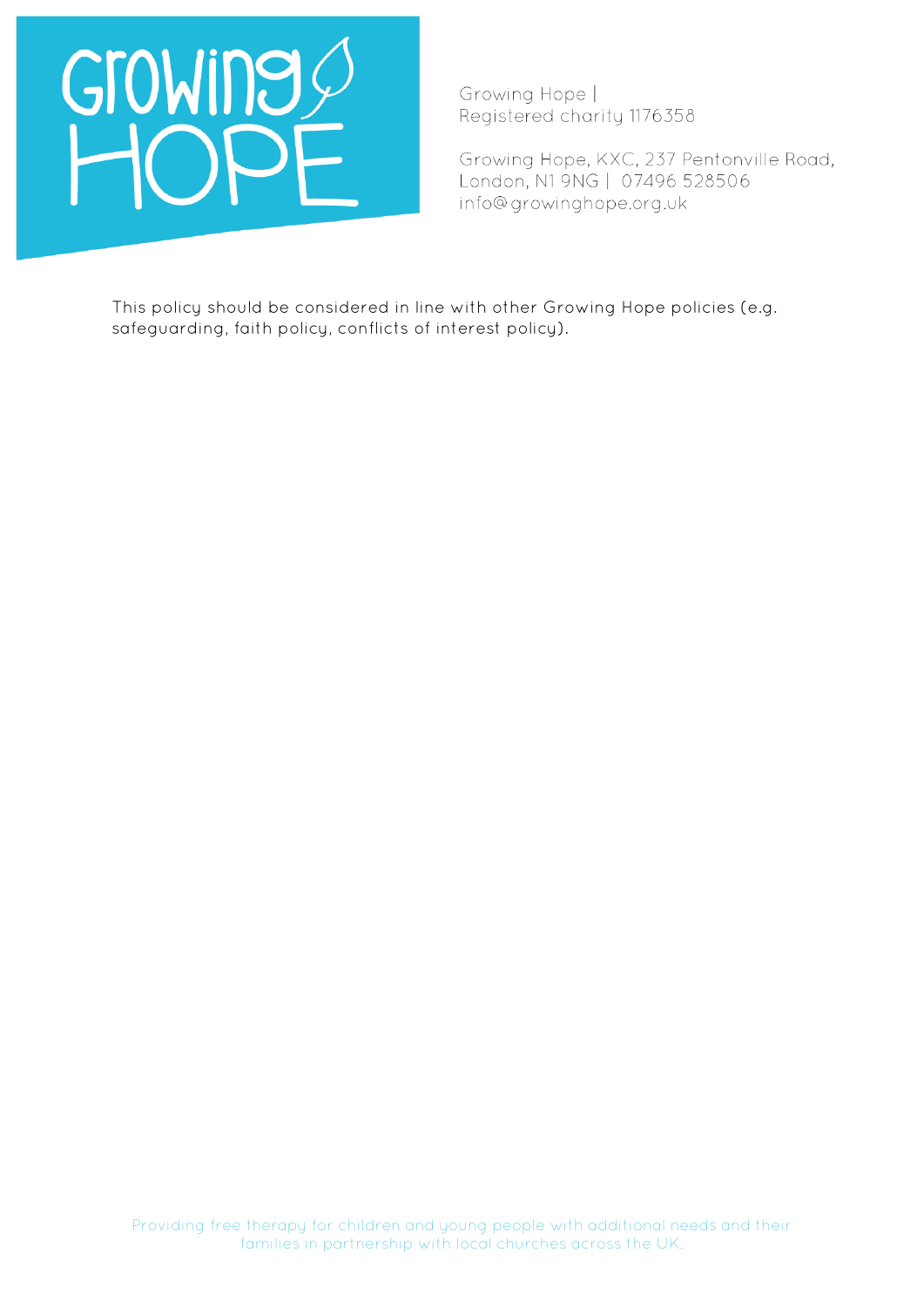This policy should be considered in line with other Growing Hope policies (e.g. safeguarding, faith policy, conflicts of interest policy).